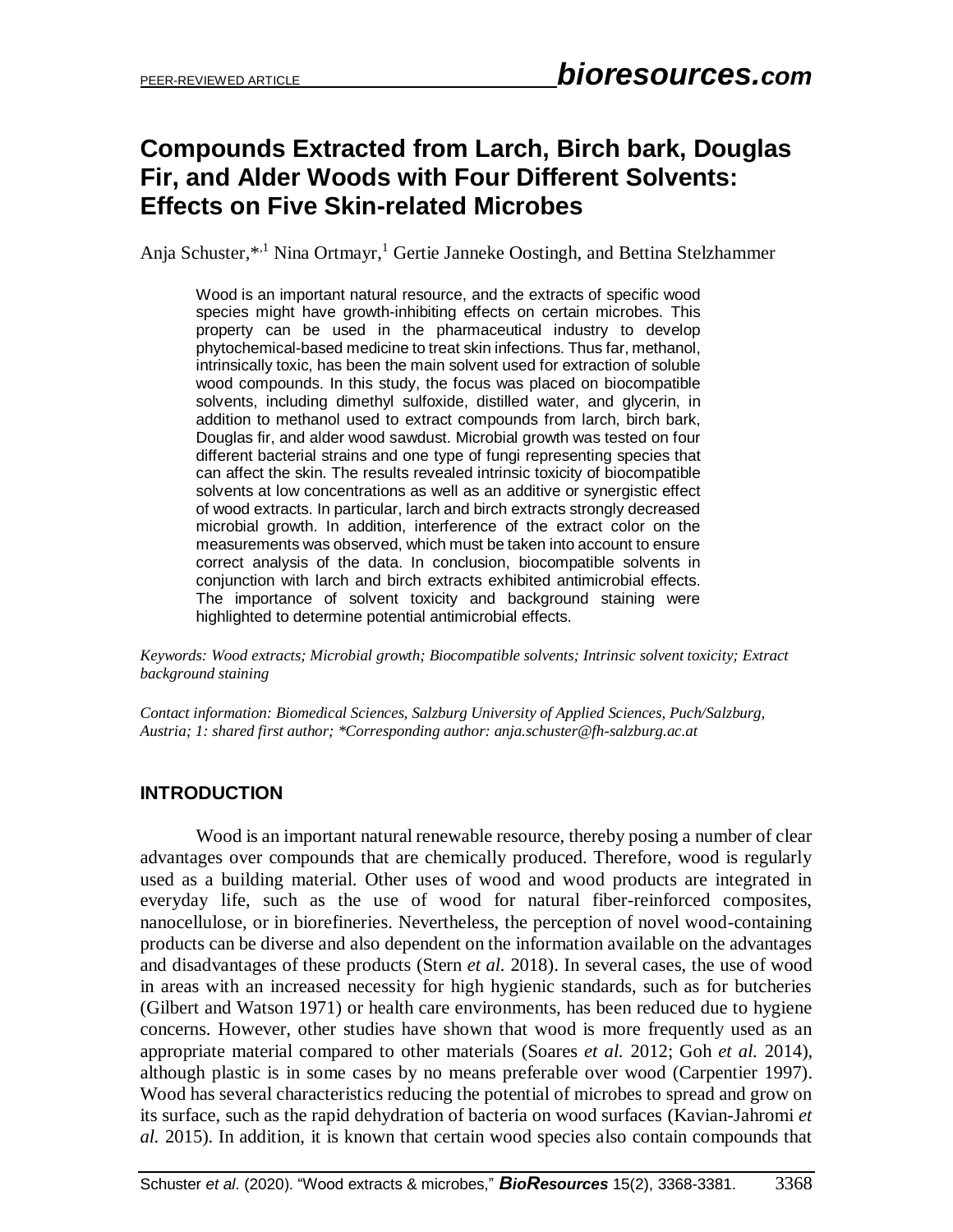PEER-REVIEWED ARTICLE

# Compounds Extracted from Larch, Birch bark, Douglas Fir, and Alder Woods with Four Different Solvents: Effects on Five Skin-related Microbes

Anja Schuster,*[,1] Nina Ortmayr,[1] Gertie Janneke Oostingh, and Bettina Stelzhammer

> Wood is an important natural resource, and the extracts of specific wood species might have growth-inhibiting effects on certain microbes. This property can be used in the pharmaceutical industry to develop phytochemical-based medicine to treat skin infections. Thus far, methanol, intrinsically toxic, has been the main solvent used for extraction of soluble wood compounds. In this study, the focus was placed on biocompatible solvents, including dimethyl sulfoxide, distilled water, and glycerin, in addition to methanol used to extract compounds from larch, birch bark, Douglas fir, and alder wood sawdust. Microbial growth was tested on four different bacterial strains and one type of fungi representing species that can affect the skin. The results revealed intrinsic toxicity of biocompatible solvents at low concentrations as well as an additive or synergistic effect of wood extracts. In particular, larch and birch extracts strongly decreased microbial growth. In addition, interference of the extract color on the measurements was observed, which must be taken into account to ensure correct analysis of the data. In conclusion, biocompatible solvents in conjunction with larch and birch extracts exhibited antimicrobial effects. The importance of solvent toxicity and background staining were highlighted to determine potential antimicrobial effects.

*Keywords: Wood extracts; Microbial growth; Biocompatible solvents; Intrinsic solvent toxicity; Extract background staining*

*Contact information: Biomedical Sciences, Salzburg University of Applied Sciences, Puch/Salzburg, Austria; 1: shared first author; *Corresponding author: anja.schuster@fh-salzburg.ac.at*

## INTRODUCTION

Wood is an important natural renewable resource, thereby posing a number of clear advantages over compounds that are chemically produced. Therefore, wood is regularly used as a building material. Other uses of wood and wood products are integrated in everyday life, such as the use of wood for natural fiber-reinforced composites, nanocellulose, or in biorefineries. Nevertheless, the perception of novel wood-containing products can be diverse and also dependent on the information available on the advantages and disadvantages of these products (Stern *et al.* 2018). In several cases, the use of wood in areas with an increased necessity for high hygienic standards, such as for butcheries (Gilbert and Watson 1971) or health care environments, has been reduced due to hygiene concerns. However, other studies have shown that wood is more frequently used as an appropriate material compared to other materials (Soares *et al.* 2012; Goh *et al.* 2014), although plastic is in some cases by no means preferable over wood (Carpentier 1997). Wood has several characteristics reducing the potential of microbes to spread and grow on its surface, such as the rapid dehydration of bacteria on wood surfaces (Kavian-Jahromi *et al.* 2015). In addition, it is known that certain wood species also contain compounds that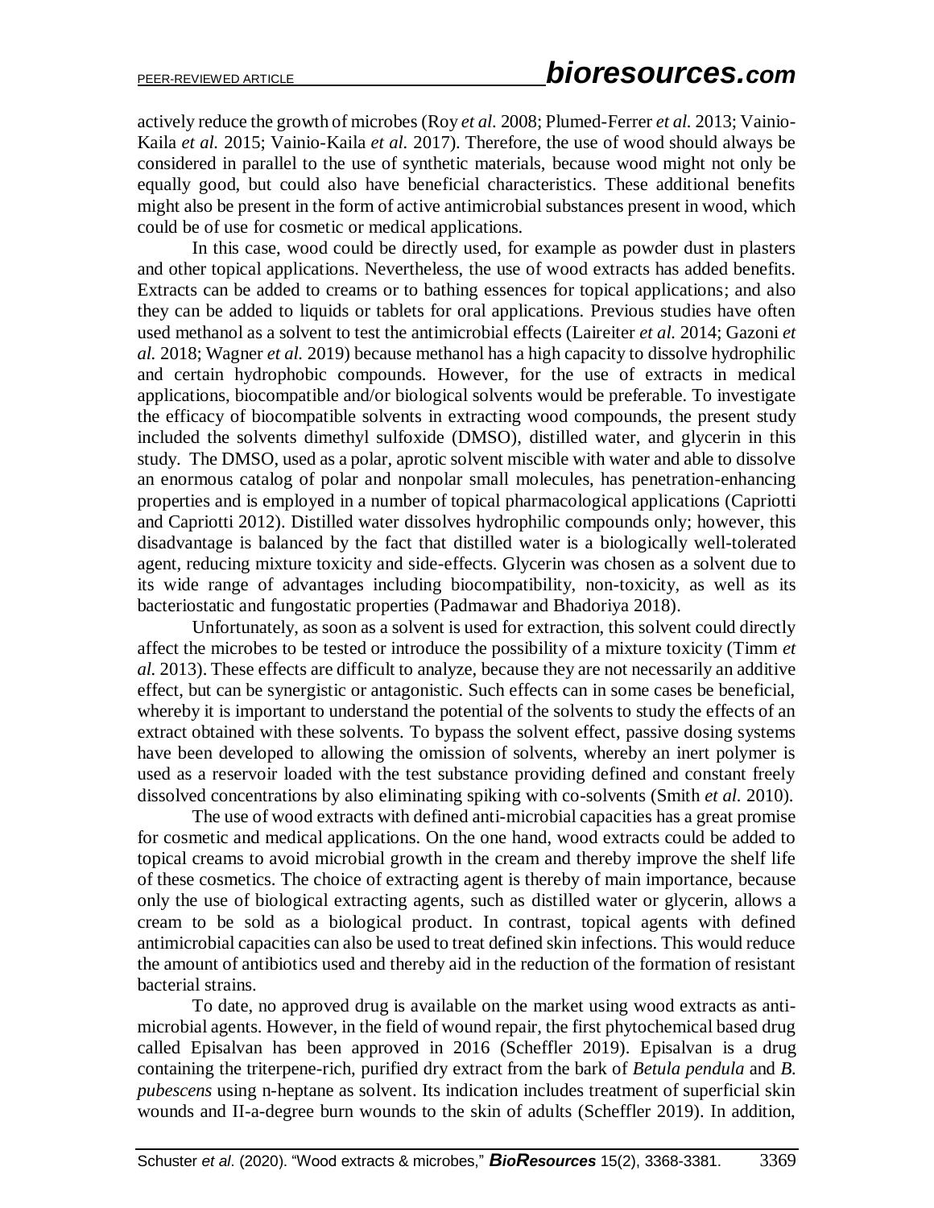actively reduce the growth of microbes (Roy *et al.* 2008; Plumed-Ferrer *et al.* 2013; Vainio-Kaila *et al.* 2015; Vainio-Kaila *et al.* 2017). Therefore, the use of wood should always be considered in parallel to the use of synthetic materials, because wood might not only be equally good, but could also have beneficial characteristics. These additional benefits might also be present in the form of active antimicrobial substances present in wood, which could be of use for cosmetic or medical applications.

In this case, wood could be directly used, for example as powder dust in plasters and other topical applications. Nevertheless, the use of wood extracts has added benefits. Extracts can be added to creams or to bathing essences for topical applications; and also they can be added to liquids or tablets for oral applications. Previous studies have often used methanol as a solvent to test the antimicrobial effects (Laireiter *et al.* 2014; Gazoni *et al.* 2018; Wagner *et al.* 2019) because methanol has a high capacity to dissolve hydrophilic and certain hydrophobic compounds. However, for the use of extracts in medical applications, biocompatible and/or biological solvents would be preferable. To investigate the efficacy of biocompatible solvents in extracting wood compounds, the present study included the solvents dimethyl sulfoxide (DMSO), distilled water, and glycerin in this study. The DMSO, used as a polar, aprotic solvent miscible with water and able to dissolve an enormous catalog of polar and nonpolar small molecules, has penetration-enhancing properties and is employed in a number of topical pharmacological applications (Capriotti and Capriotti 2012). Distilled water dissolves hydrophilic compounds only; however, this disadvantage is balanced by the fact that distilled water is a biologically well-tolerated agent, reducing mixture toxicity and side-effects. Glycerin was chosen as a solvent due to its wide range of advantages including biocompatibility, non-toxicity, as well as its bacteriostatic and fungostatic properties (Padmawar and Bhadoriya 2018).

Unfortunately, as soon as a solvent is used for extraction, this solvent could directly affect the microbes to be tested or introduce the possibility of a mixture toxicity (Timm *et al.* 2013). These effects are difficult to analyze, because they are not necessarily an additive effect, but can be synergistic or antagonistic. Such effects can in some cases be beneficial, whereby it is important to understand the potential of the solvents to study the effects of an extract obtained with these solvents. To bypass the solvent effect, passive dosing systems have been developed to allowing the omission of solvents, whereby an inert polymer is used as a reservoir loaded with the test substance providing defined and constant freely dissolved concentrations by also eliminating spiking with co-solvents (Smith *et al.* 2010).

The use of wood extracts with defined anti-microbial capacities has a great promise for cosmetic and medical applications. On the one hand, wood extracts could be added to topical creams to avoid microbial growth in the cream and thereby improve the shelf life of these cosmetics. The choice of extracting agent is thereby of main importance, because only the use of biological extracting agents, such as distilled water or glycerin, allows a cream to be sold as a biological product. In contrast, topical agents with defined antimicrobial capacities can also be used to treat defined skin infections. This would reduce the amount of antibiotics used and thereby aid in the reduction of the formation of resistant bacterial strains.

To date, no approved drug is available on the market using wood extracts as anti-microbial agents. However, in the field of wound repair, the first phytochemical based drug called Episalvan has been approved in 2016 (Scheffler 2019). Episalvan is a drug containing the triterpene-rich, purified dry extract from the bark of *Betula pendula* and *B. pubescens* using n-heptane as solvent. Its indication includes treatment of superficial skin wounds and II-a-degree burn wounds to the skin of adults (Scheffler 2019). In addition,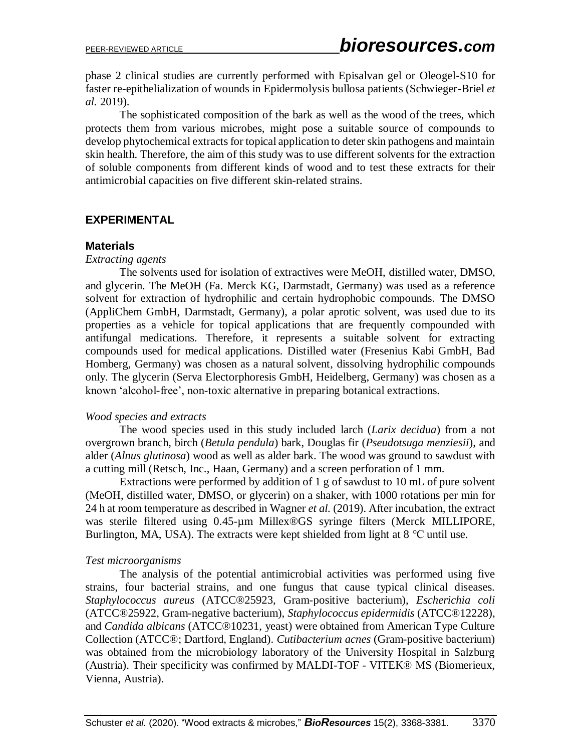phase 2 clinical studies are currently performed with Episalvan gel or Oleogel-S10 for faster re-epithelialization of wounds in Epidermolysis bullosa patients (Schwieger-Briel *et al.* 2019).

The sophisticated composition of the bark as well as the wood of the trees, which protects them from various microbes, might pose a suitable source of compounds to develop phytochemical extracts for topical application to deter skin pathogens and maintain skin health. Therefore, the aim of this study was to use different solvents for the extraction of soluble components from different kinds of wood and to test these extracts for their antimicrobial capacities on five different skin-related strains.

## EXPERIMENTAL

### Materials

*Extracting agents*

The solvents used for isolation of extractives were MeOH, distilled water, DMSO, and glycerin. The MeOH (Fa. Merck KG, Darmstadt, Germany) was used as a reference solvent for extraction of hydrophilic and certain hydrophobic compounds. The DMSO (AppliChem GmbH, Darmstadt, Germany), a polar aprotic solvent, was used due to its properties as a vehicle for topical applications that are frequently compounded with antifungal medications. Therefore, it represents a suitable solvent for extracting compounds used for medical applications. Distilled water (Fresenius Kabi GmbH, Bad Homberg, Germany) was chosen as a natural solvent, dissolving hydrophilic compounds only. The glycerin (Serva Electorphoresis GmbH, Heidelberg, Germany) was chosen as a known 'alcohol-free', non-toxic alternative in preparing botanical extractions.

*Wood species and extracts*

The wood species used in this study included larch (*Larix decidua*) from a not overgrown branch, birch (*Betula pendula*) bark, Douglas fir (*Pseudotsuga menziesii*), and alder (*Alnus glutinosa*) wood as well as alder bark. The wood was ground to sawdust with a cutting mill (Retsch, Inc., Haan, Germany) and a screen perforation of 1 mm.

Extractions were performed by addition of 1 g of sawdust to 10 mL of pure solvent (MeOH, distilled water, DMSO, or glycerin) on a shaker, with 1000 rotations per min for 24 h at room temperature as described in Wagner *et al.* (2019). After incubation, the extract was sterile filtered using 0.45-µm Millex®GS syringe filters (Merck MILLIPORE, Burlington, MA, USA). The extracts were kept shielded from light at 8 °C until use.

*Test microorganisms*

The analysis of the potential antimicrobial activities was performed using five strains, four bacterial strains, and one fungus that cause typical clinical diseases. *Staphylococcus aureus* (ATCC®25923, Gram-positive bacterium), *Escherichia coli* (ATCC®25922, Gram-negative bacterium), *Staphylococcus epidermidis* (ATCC®12228), and *Candida albicans* (ATCC®10231, yeast) were obtained from American Type Culture Collection (ATCC®; Dartford, England). *Cutibacterium acnes* (Gram-positive bacterium) was obtained from the microbiology laboratory of the University Hospital in Salzburg (Austria). Their specificity was confirmed by MALDI-TOF - VITEK® MS (Biomerieux, Vienna, Austria).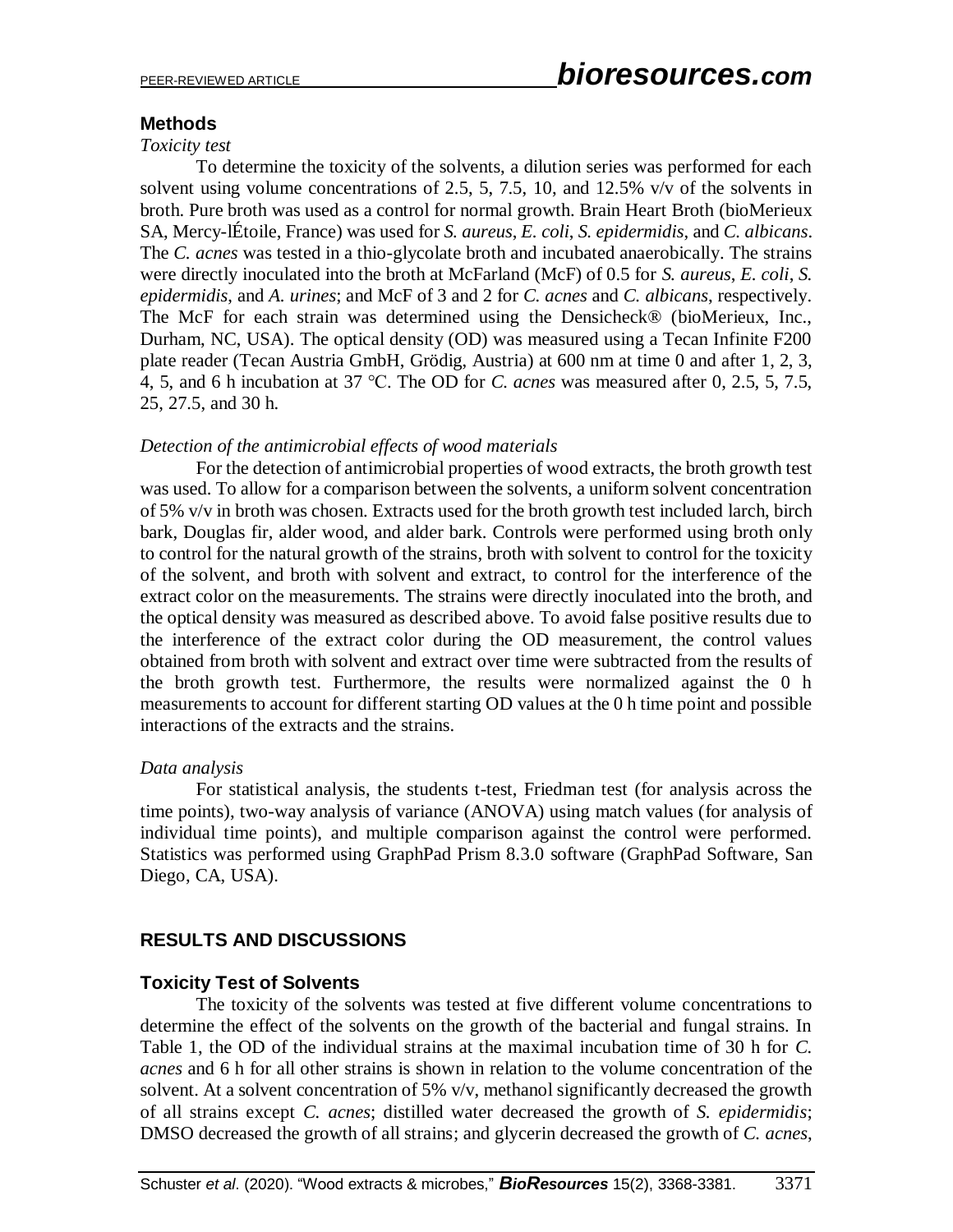## Methods

### *Toxicity test*

To determine the toxicity of the solvents, a dilution series was performed for each solvent using volume concentrations of 2.5, 5, 7.5, 10, and 12.5% v/v of the solvents in broth. Pure broth was used as a control for normal growth. Brain Heart Broth (bioMerieux SA, Mercy-lÉtoile, France) was used for *S. aureus*, *E. coli*, *S. epidermidis*, and *C. albicans*. The *C. acnes* was tested in a thio-glycolate broth and incubated anaerobically. The strains were directly inoculated into the broth at McFarland (McF) of 0.5 for *S. aureus*, *E. coli*, *S. epidermidis*, and *A. urines*; and McF of 3 and 2 for *C. acnes* and *C. albicans*, respectively. The McF for each strain was determined using the Densicheck® (bioMerieux, Inc., Durham, NC, USA). The optical density (OD) was measured using a Tecan Infinite F200 plate reader (Tecan Austria GmbH, Grödig, Austria) at 600 nm at time 0 and after 1, 2, 3, 4, 5, and 6 h incubation at 37 °C. The OD for *C. acnes* was measured after 0, 2.5, 5, 7.5, 25, 27.5, and 30 h.

### *Detection of the antimicrobial effects of wood materials*

For the detection of antimicrobial properties of wood extracts, the broth growth test was used. To allow for a comparison between the solvents, a uniform solvent concentration of 5% v/v in broth was chosen. Extracts used for the broth growth test included larch, birch bark, Douglas fir, alder wood, and alder bark. Controls were performed using broth only to control for the natural growth of the strains, broth with solvent to control for the toxicity of the solvent, and broth with solvent and extract, to control for the interference of the extract color on the measurements. The strains were directly inoculated into the broth, and the optical density was measured as described above. To avoid false positive results due to the interference of the extract color during the OD measurement, the control values obtained from broth with solvent and extract over time were subtracted from the results of the broth growth test. Furthermore, the results were normalized against the 0 h measurements to account for different starting OD values at the 0 h time point and possible interactions of the extracts and the strains.

### *Data analysis*

For statistical analysis, the students t-test, Friedman test (for analysis across the time points), two-way analysis of variance (ANOVA) using match values (for analysis of individual time points), and multiple comparison against the control were performed. Statistics was performed using GraphPad Prism 8.3.0 software (GraphPad Software, San Diego, CA, USA).

# RESULTS AND DISCUSSIONS

## Toxicity Test of Solvents

The toxicity of the solvents was tested at five different volume concentrations to determine the effect of the solvents on the growth of the bacterial and fungal strains. In Table 1, the OD of the individual strains at the maximal incubation time of 30 h for *C. acnes* and 6 h for all other strains is shown in relation to the volume concentration of the solvent. At a solvent concentration of 5% v/v, methanol significantly decreased the growth of all strains except *C. acnes*; distilled water decreased the growth of *S. epidermidis*; DMSO decreased the growth of all strains; and glycerin decreased the growth of *C. acnes*,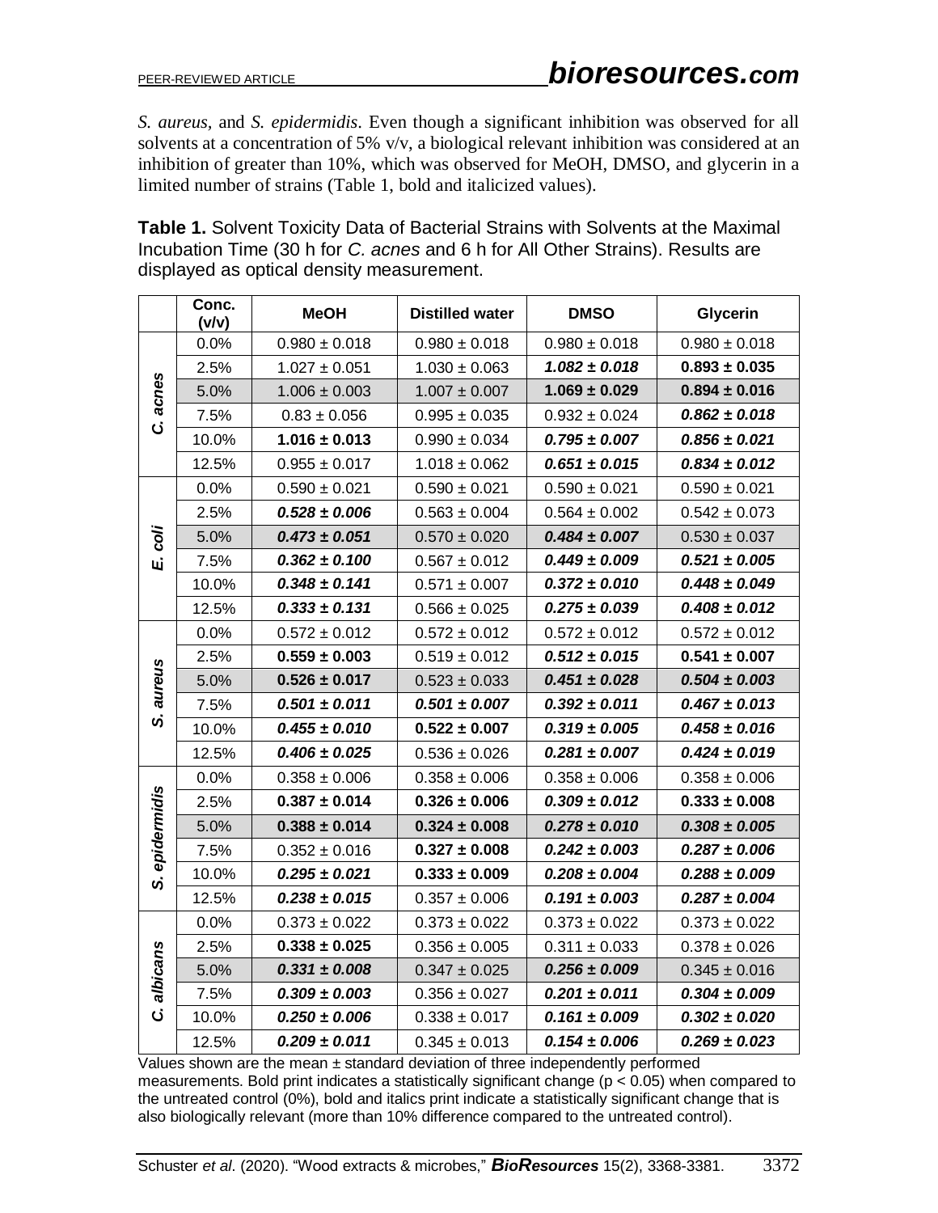*S. aureus*, and *S. epidermidis*. Even though a significant inhibition was observed for all solvents at a concentration of 5% v/v, a biological relevant inhibition was considered at an inhibition of greater than 10%, which was observed for MeOH, DMSO, and glycerin in a limited number of strains (Table 1, bold and italicized values).

**Table 1.** Solvent Toxicity Data of Bacterial Strains with Solvents at the Maximal Incubation Time (30 h for *C. acnes* and 6 h for All Other Strains). Results are displayed as optical density measurement.

| | Conc. (v/v) | MeOH | Distilled water | DMSO | Glycerin |
|---|---|---|---|---|---|
| *C. acnes* | 0.0% | 0.980 ± 0.018 | 0.980 ± 0.018 | 0.980 ± 0.018 | 0.980 ± 0.018 |
| | 2.5% | 1.027 ± 0.051 | 1.030 ± 0.063 | ***1.082 ± 0.018*** | **0.893 ± 0.035** |
| | 5.0% | 1.006 ± 0.003 | 1.007 ± 0.007 | **1.069 ± 0.029** | **0.894 ± 0.016** |
| | 7.5% | 0.83 ± 0.056 | 0.995 ± 0.035 | 0.932 ± 0.024 | ***0.862 ± 0.018*** |
| | 10.0% | **1.016 ± 0.013** | 0.990 ± 0.034 | ***0.795 ± 0.007*** | ***0.856 ± 0.021*** |
| | 12.5% | 0.955 ± 0.017 | 1.018 ± 0.062 | ***0.651 ± 0.015*** | ***0.834 ± 0.012*** |
| *E. coli* | 0.0% | 0.590 ± 0.021 | 0.590 ± 0.021 | 0.590 ± 0.021 | 0.590 ± 0.021 |
| | 2.5% | ***0.528 ± 0.006*** | 0.563 ± 0.004 | 0.564 ± 0.002 | 0.542 ± 0.073 |
| | 5.0% | ***0.473 ± 0.051*** | 0.570 ± 0.020 | ***0.484 ± 0.007*** | 0.530 ± 0.037 |
| | 7.5% | ***0.362 ± 0.100*** | 0.567 ± 0.012 | ***0.449 ± 0.009*** | ***0.521 ± 0.005*** |
| | 10.0% | ***0.348 ± 0.141*** | 0.571 ± 0.007 | ***0.372 ± 0.010*** | ***0.448 ± 0.049*** |
| | 12.5% | ***0.333 ± 0.131*** | 0.566 ± 0.025 | ***0.275 ± 0.039*** | ***0.408 ± 0.012*** |
| *S. aureus* | 0.0% | 0.572 ± 0.012 | 0.572 ± 0.012 | 0.572 ± 0.012 | 0.572 ± 0.012 |
| | 2.5% | **0.559 ± 0.003** | 0.519 ± 0.012 | ***0.512 ± 0.015*** | **0.541 ± 0.007** |
| | 5.0% | **0.526 ± 0.017** | 0.523 ± 0.033 | ***0.451 ± 0.028*** | ***0.504 ± 0.003*** |
| | 7.5% | ***0.501 ± 0.011*** | ***0.501 ± 0.007*** | ***0.392 ± 0.011*** | ***0.467 ± 0.013*** |
| | 10.0% | ***0.455 ± 0.010*** | **0.522 ± 0.007** | ***0.319 ± 0.005*** | ***0.458 ± 0.016*** |
| | 12.5% | ***0.406 ± 0.025*** | 0.536 ± 0.026 | ***0.281 ± 0.007*** | ***0.424 ± 0.019*** |
| *S. epidermidis* | 0.0% | 0.358 ± 0.006 | 0.358 ± 0.006 | 0.358 ± 0.006 | 0.358 ± 0.006 |
| | 2.5% | **0.387 ± 0.014** | **0.326 ± 0.006** | ***0.309 ± 0.012*** | **0.333 ± 0.008** |
| | 5.0% | **0.388 ± 0.014** | **0.324 ± 0.008** | ***0.278 ± 0.010*** | ***0.308 ± 0.005*** |
| | 7.5% | 0.352 ± 0.016 | **0.327 ± 0.008** | ***0.242 ± 0.003*** | ***0.287 ± 0.006*** |
| | 10.0% | ***0.295 ± 0.021*** | **0.333 ± 0.009** | ***0.208 ± 0.004*** | ***0.288 ± 0.009*** |
| | 12.5% | ***0.238 ± 0.015*** | 0.357 ± 0.006 | ***0.191 ± 0.003*** | ***0.287 ± 0.004*** |
| *C. albicans* | 0.0% | 0.373 ± 0.022 | 0.373 ± 0.022 | 0.373 ± 0.022 | 0.373 ± 0.022 |
| | 2.5% | **0.338 ± 0.025** | 0.356 ± 0.005 | 0.311 ± 0.033 | 0.378 ± 0.026 |
| | 5.0% | ***0.331 ± 0.008*** | 0.347 ± 0.025 | ***0.256 ± 0.009*** | 0.345 ± 0.016 |
| | 7.5% | ***0.309 ± 0.003*** | 0.356 ± 0.027 | ***0.201 ± 0.011*** | ***0.304 ± 0.009*** |
| | 10.0% | ***0.250 ± 0.006*** | 0.338 ± 0.017 | ***0.161 ± 0.009*** | ***0.302 ± 0.020*** |
| | 12.5% | ***0.209 ± 0.011*** | 0.345 ± 0.013 | ***0.154 ± 0.006*** | ***0.269 ± 0.023*** |

Values shown are the mean ± standard deviation of three independently performed measurements. Bold print indicates a statistically significant change ($p < 0.05$) when compared to the untreated control (0%), bold and italics print indicate a statistically significant change that is also biologically relevant (more than 10% difference compared to the untreated control).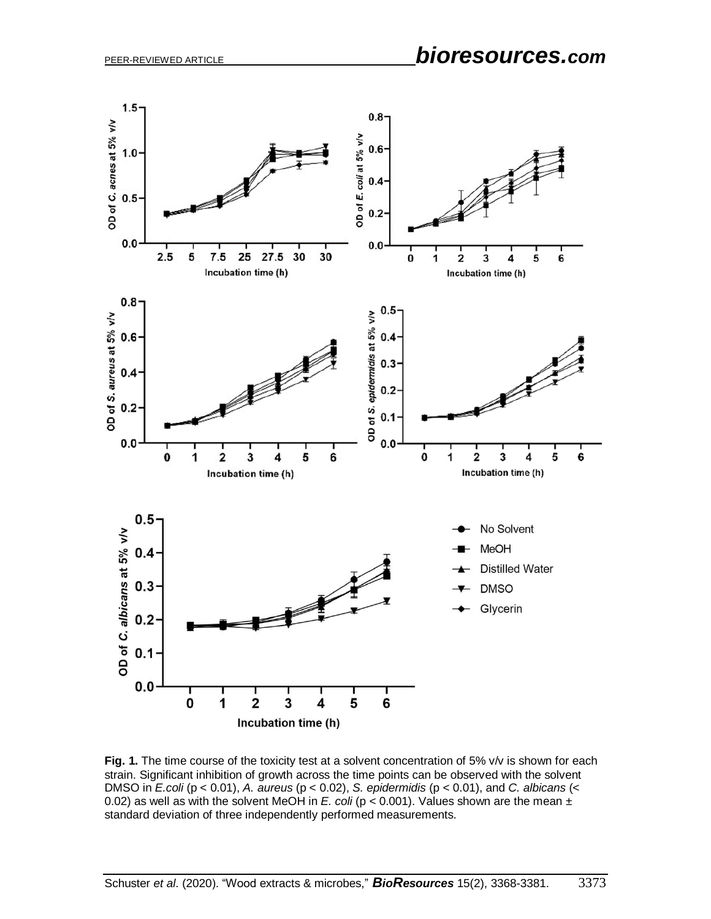**Fig. 1.** The time course of the toxicity test at a solvent concentration of 5% v/v is shown for each strain. Significant inhibition of growth across the time points can be observed with the solvent DMSO in *E.coli* ($p < 0.01$), *A. aureus* ($p < 0.02$), *S. epidermidis* ($p < 0.01$), and *C. albicans* (< 0.02) as well as with the solvent MeOH in *E. coli* ($p < 0.001$). Values shown are the mean ± standard deviation of three independently performed measurements.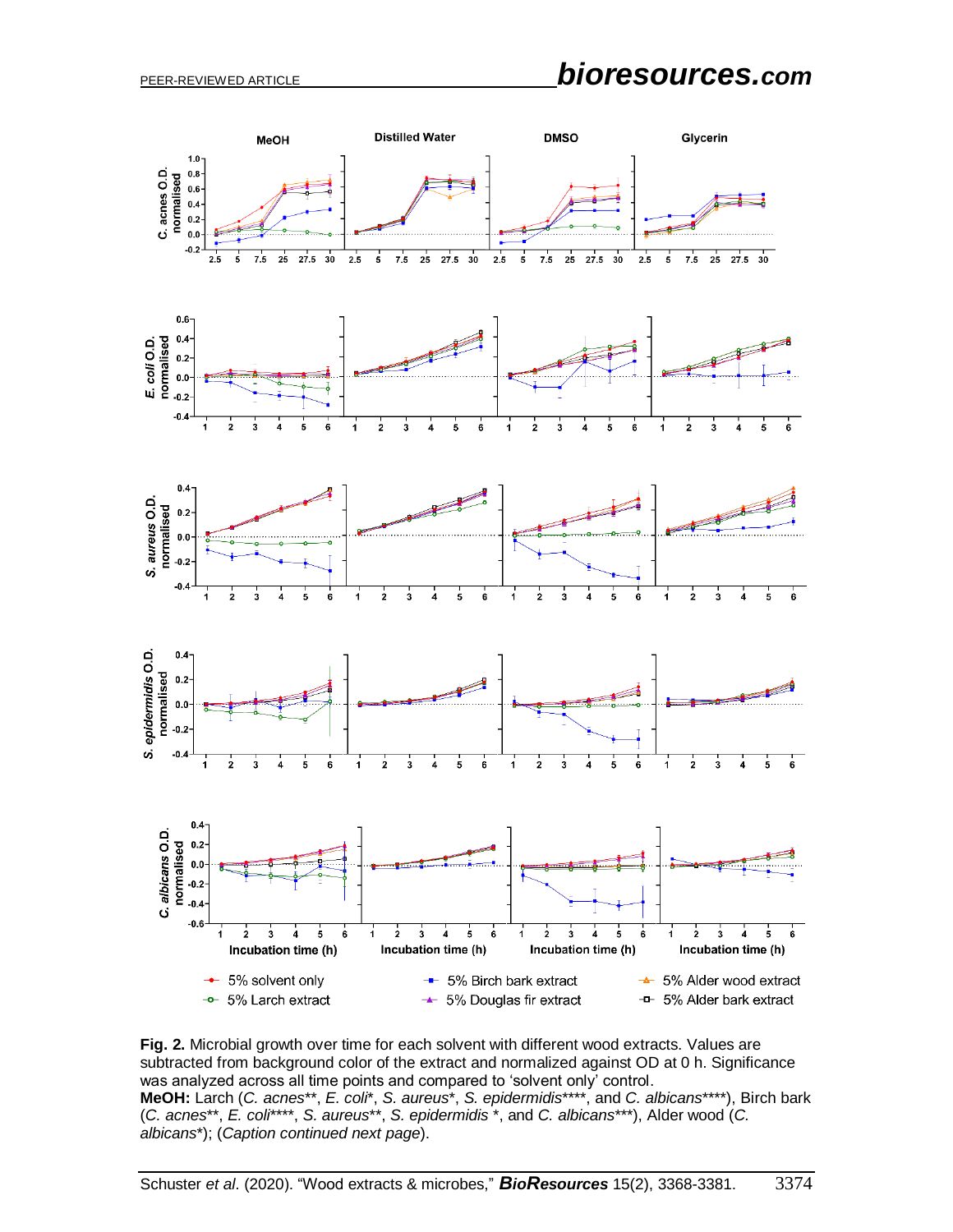**Fig. 2.** Microbial growth over time for each solvent with different wood extracts. Values are subtracted from background color of the extract and normalized against OD at 0 h. Significance was analyzed across all time points and compared to 'solvent only' control.
**MeOH:** Larch (*C. acnes*\*\*, *E. coli*\*, *S. aureus*\*, *S. epidermidis*\*\*\*\*, and *C. albicans*\*\*\*\*), Birch bark (*C. acnes*\*\*, *E. coli*\*\*\*\*, *S. aureus*\*\*, *S. epidermidis* \*, and *C. albicans*\*\*\*), Alder wood (*C. albicans*\*); (*Caption continued next page*).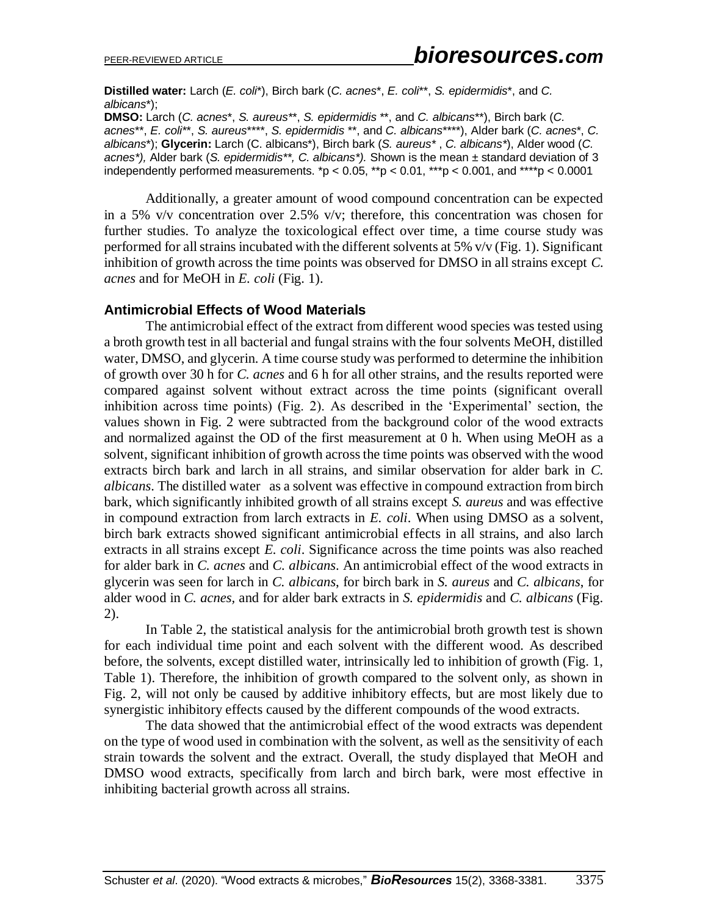**Distilled water:** Larch (*E. coli**), Birch bark (*C. acnes**, *E. coli***, *S. epidermidis**, and *C. albicans**);
**DMSO:** Larch (*C. acnes**, *S. aureus***, *S. epidermidis* **, and *C. albicans***), Birch bark (*C. acnes***, *E. coli***, *S. aureus*****, *S. epidermidis* **, and *C. albicans*****), Alder bark (*C. acnes**, *C. albicans**); **Glycerin:** Larch (C. albicans*), Birch bark (*S. aureus** , *C. albicans**), Alder wood (*C. acnes**), Alder bark (*S. epidermidis***, *C. albicans**). Shown is the mean ± standard deviation of 3 independently performed measurements. *$p < 0.05$, **$p < 0.01$, ***$p < 0.001$, and ****$p < 0.0001$

Additionally, a greater amount of wood compound concentration can be expected in a 5% v/v concentration over 2.5% v/v; therefore, this concentration was chosen for further studies. To analyze the toxicological effect over time, a time course study was performed for all strains incubated with the different solvents at 5% v/v (Fig. 1). Significant inhibition of growth across the time points was observed for DMSO in all strains except *C. acnes* and for MeOH in *E. coli* (Fig. 1).

### Antimicrobial Effects of Wood Materials

The antimicrobial effect of the extract from different wood species was tested using a broth growth test in all bacterial and fungal strains with the four solvents MeOH, distilled water, DMSO, and glycerin. A time course study was performed to determine the inhibition of growth over 30 h for *C. acnes* and 6 h for all other strains, and the results reported were compared against solvent without extract across the time points (significant overall inhibition across time points) (Fig. 2). As described in the 'Experimental' section, the values shown in Fig. 2 were subtracted from the background color of the wood extracts and normalized against the OD of the first measurement at 0 h. When using MeOH as a solvent, significant inhibition of growth across the time points was observed with the wood extracts birch bark and larch in all strains, and similar observation for alder bark in *C. albicans*. The distilled water as a solvent was effective in compound extraction from birch bark, which significantly inhibited growth of all strains except *S. aureus* and was effective in compound extraction from larch extracts in *E. coli*. When using DMSO as a solvent, birch bark extracts showed significant antimicrobial effects in all strains, and also larch extracts in all strains except *E. coli*. Significance across the time points was also reached for alder bark in *C. acnes* and *C. albicans*. An antimicrobial effect of the wood extracts in glycerin was seen for larch in *C. albicans*, for birch bark in *S. aureus* and *C. albicans*, for alder wood in *C. acnes*, and for alder bark extracts in *S. epidermidis* and *C. albicans* (Fig. 2).

In Table 2, the statistical analysis for the antimicrobial broth growth test is shown for each individual time point and each solvent with the different wood. As described before, the solvents, except distilled water, intrinsically led to inhibition of growth (Fig. 1, Table 1). Therefore, the inhibition of growth compared to the solvent only, as shown in Fig. 2, will not only be caused by additive inhibitory effects, but are most likely due to synergistic inhibitory effects caused by the different compounds of the wood extracts.

The data showed that the antimicrobial effect of the wood extracts was dependent on the type of wood used in combination with the solvent, as well as the sensitivity of each strain towards the solvent and the extract. Overall, the study displayed that MeOH and DMSO wood extracts, specifically from larch and birch bark, were most effective in inhibiting bacterial growth across all strains.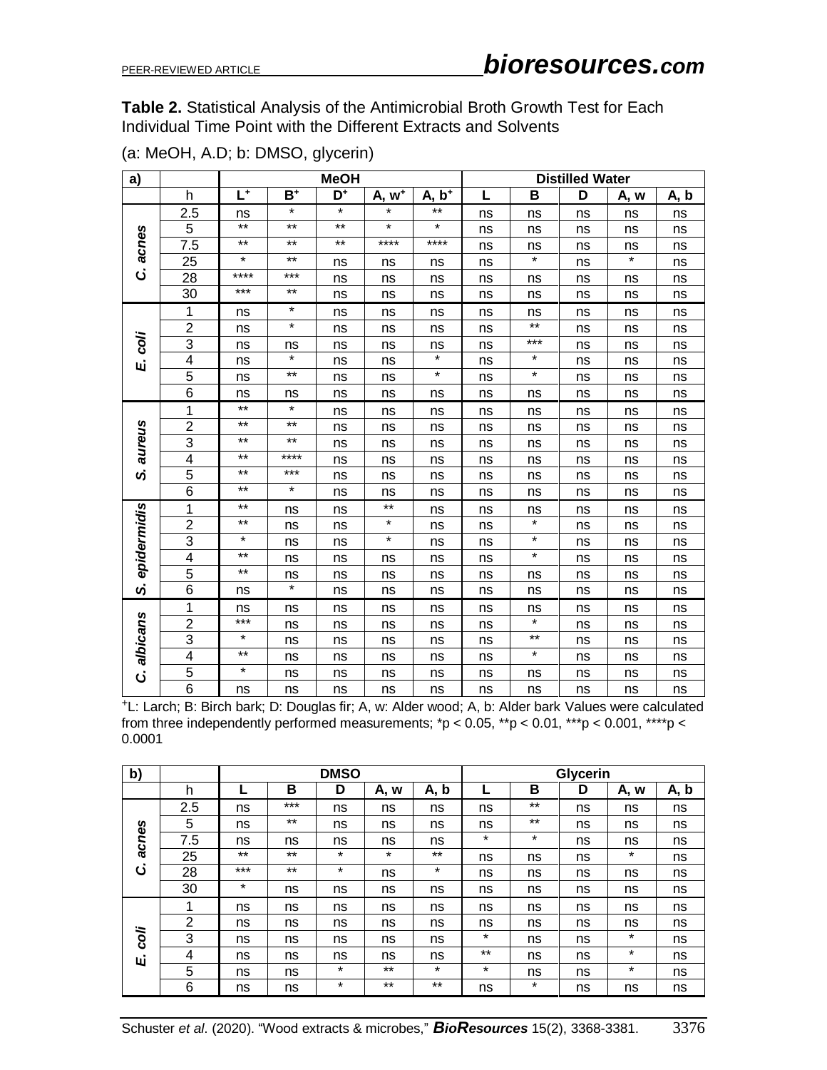**Table 2.** Statistical Analysis of the Antimicrobial Broth Growth Test for Each Individual Time Point with the Different Extracts and Solvents

(a: MeOH, A.D; b: DMSO, glycerin)

| a) | | MeOH | | | | | Distilled Water | | | | |
|---|---|---|---|---|---|---|---|---|---|---|---|
| | h | L⁺ | B⁺ | D⁺ | A, w⁺ | A, b⁺ | L | B | D | A, w | A, b |
| *C. acnes* | 2.5 | ns | * | * | * | ** | ns | ns | ns | ns | ns |
| | 5 | ** | ** | ** | * | * | ns | ns | ns | ns | ns |
| | 7.5 | ** | ** | ** | **** | **** | ns | ns | ns | ns | ns |
| | 25 | * | ** | ns | ns | ns | ns | * | ns | * | ns |
| | 28 | **** | *** | ns | ns | ns | ns | ns | ns | ns | ns |
| | 30 | *** | ** | ns | ns | ns | ns | ns | ns | ns | ns |
| *E. coli* | 1 | ns | * | ns | ns | ns | ns | ns | ns | ns | ns |
| | 2 | ns | * | ns | ns | ns | ns | ** | ns | ns | ns |
| | 3 | ns | ns | ns | ns | ns | ns | *** | ns | ns | ns |
| | 4 | ns | * | ns | ns | * | ns | * | ns | ns | ns |
| | 5 | ns | ** | ns | ns | * | ns | * | ns | ns | ns |
| | 6 | ns | ns | ns | ns | ns | ns | ns | ns | ns | ns |
| *S. aureus* | 1 | ** | * | ns | ns | ns | ns | ns | ns | ns | ns |
| | 2 | ** | ** | ns | ns | ns | ns | ns | ns | ns | ns |
| | 3 | ** | ** | ns | ns | ns | ns | ns | ns | ns | ns |
| | 4 | ** | **** | ns | ns | ns | ns | ns | ns | ns | ns |
| | 5 | ** | *** | ns | ns | ns | ns | ns | ns | ns | ns |
| | 6 | ** | * | ns | ns | ns | ns | ns | ns | ns | ns |
| *S. epidermidis* | 1 | ** | ns | ns | ** | ns | ns | ns | ns | ns | ns |
| | 2 | ** | ns | ns | * | ns | ns | * | ns | ns | ns |
| | 3 | * | ns | ns | * | ns | ns | * | ns | ns | ns |
| | 4 | ** | ns | ns | ns | ns | ns | * | ns | ns | ns |
| | 5 | ** | ns | ns | ns | ns | ns | ns | ns | ns | ns |
| | 6 | ns | * | ns | ns | ns | ns | ns | ns | ns | ns |
| *C. albicans* | 1 | ns | ns | ns | ns | ns | ns | ns | ns | ns | ns |
| | 2 | *** | ns | ns | ns | ns | ns | * | ns | ns | ns |
| | 3 | * | ns | ns | ns | ns | ns | ** | ns | ns | ns |
| | 4 | ** | ns | ns | ns | ns | ns | * | ns | ns | ns |
| | 5 | * | ns | ns | ns | ns | ns | ns | ns | ns | ns |
| | 6 | ns | ns | ns | ns | ns | ns | ns | ns | ns | ns |

⁺L: Larch; B: Birch bark; D: Douglas fir; A, w: Alder wood; A, b: Alder bark Values were calculated from three independently performed measurements; *$p < 0.05$, **$p < 0.01$, ***$p < 0.001$, ****$p < 0.0001$

| b) | | DMSO | | | | | Glycerin | | | | |
|---|---|---|---|---|---|---|---|---|---|---|---|
| | h | L | B | D | A, w | A, b | L | B | D | A, w | A, b |
| *C. acnes* | 2.5 | ns | *** | ns | ns | ns | ns | ** | ns | ns | ns |
| | 5 | ns | ** | ns | ns | ns | ns | ** | ns | ns | ns |
| | 7.5 | ns | ns | ns | ns | ns | * | * | ns | ns | ns |
| | 25 | ** | ** | * | * | ** | ns | ns | ns | * | ns |
| | 28 | *** | ** | * | ns | * | ns | ns | ns | ns | ns |
| | 30 | * | ns | ns | ns | ns | ns | ns | ns | ns | ns |
| *E. coli* | 1 | ns | ns | ns | ns | ns | ns | ns | ns | ns | ns |
| | 2 | ns | ns | ns | ns | ns | ns | ns | ns | ns | ns |
| | 3 | ns | ns | ns | ns | ns | * | ns | ns | * | ns |
| | 4 | ns | ns | ns | ns | ns | ** | ns | ns | * | ns |
| | 5 | ns | ns | * | ** | * | * | ns | ns | * | ns |
| | 6 | ns | ns | * | ** | ** | ns | * | ns | ns | ns |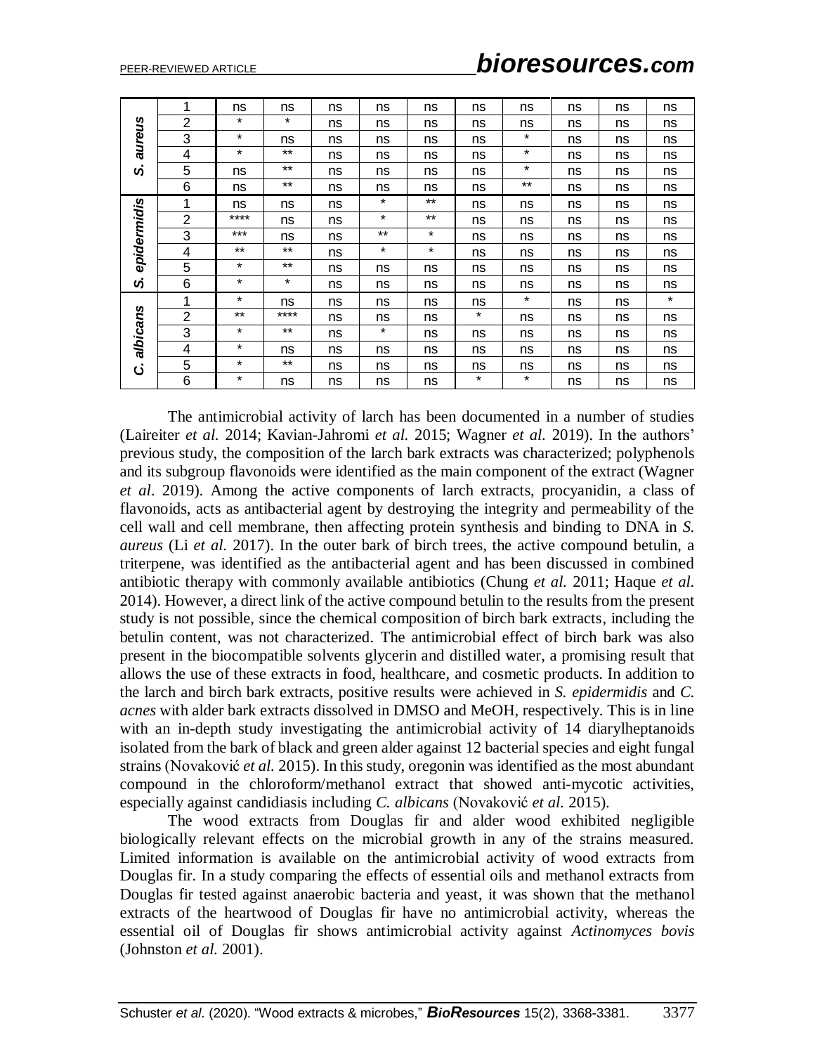| | | | | | | | | | | | | |
|---|---|---|---|---|---|---|---|---|---|---|---|---|
| *S. aureus* | 1 | ns | ns | ns | ns | ns | ns | ns | ns | ns | ns |
| | 2 | * | * | ns | ns | ns | ns | ns | ns | ns | ns |
| | 3 | * | ns | ns | ns | ns | ns | * | ns | ns | ns |
| | 4 | * | ** | ns | ns | ns | ns | * | ns | ns | ns |
| | 5 | ns | ** | ns | ns | ns | ns | * | ns | ns | ns |
| | 6 | ns | ** | ns | ns | ns | ns | ** | ns | ns | ns |
| *S. epidermidis* | 1 | ns | ns | ns | * | ** | ns | ns | ns | ns | ns |
| | 2 | **** | ns | ns | * | ** | ns | ns | ns | ns | ns |
| | 3 | *** | ns | ns | ** | * | ns | ns | ns | ns | ns |
| | 4 | ** | ** | ns | * | * | ns | ns | ns | ns | ns |
| | 5 | * | ** | ns | ns | ns | ns | ns | ns | ns | ns |
| | 6 | * | * | ns | ns | ns | ns | ns | ns | ns | ns |
| *C. albicans* | 1 | * | ns | ns | ns | ns | ns | * | ns | ns | * |
| | 2 | ** | **** | ns | ns | ns | * | ns | ns | ns | ns |
| | 3 | * | ** | ns | * | ns | ns | ns | ns | ns | ns |
| | 4 | * | ns | ns | ns | ns | ns | ns | ns | ns | ns |
| | 5 | * | ** | ns | ns | ns | ns | ns | ns | ns | ns |
| | 6 | * | ns | ns | ns | ns | * | * | ns | ns | ns |

The antimicrobial activity of larch has been documented in a number of studies (Laireiter *et al.* 2014; Kavian-Jahromi *et al.* 2015; Wagner *et al.* 2019). In the authors' previous study, the composition of the larch bark extracts was characterized; polyphenols and its subgroup flavonoids were identified as the main component of the extract (Wagner *et al*. 2019). Among the active components of larch extracts, procyanidin, a class of flavonoids, acts as antibacterial agent by destroying the integrity and permeability of the cell wall and cell membrane, then affecting protein synthesis and binding to DNA in *S. aureus* (Li *et al.* 2017). In the outer bark of birch trees, the active compound betulin, a triterpene, was identified as the antibacterial agent and has been discussed in combined antibiotic therapy with commonly available antibiotics (Chung *et al.* 2011; Haque *et al.* 2014). However, a direct link of the active compound betulin to the results from the present study is not possible, since the chemical composition of birch bark extracts, including the betulin content, was not characterized. The antimicrobial effect of birch bark was also present in the biocompatible solvents glycerin and distilled water, a promising result that allows the use of these extracts in food, healthcare, and cosmetic products. In addition to the larch and birch bark extracts, positive results were achieved in *S. epidermidis* and *C. acnes* with alder bark extracts dissolved in DMSO and MeOH, respectively. This is in line with an in-depth study investigating the antimicrobial activity of 14 diarylheptanoids isolated from the bark of black and green alder against 12 bacterial species and eight fungal strains (Novaković *et al.* 2015). In this study, oregonin was identified as the most abundant compound in the chloroform/methanol extract that showed anti-mycotic activities, especially against candidiasis including *C. albicans* (Novaković *et al.* 2015).

The wood extracts from Douglas fir and alder wood exhibited negligible biologically relevant effects on the microbial growth in any of the strains measured. Limited information is available on the antimicrobial activity of wood extracts from Douglas fir. In a study comparing the effects of essential oils and methanol extracts from Douglas fir tested against anaerobic bacteria and yeast, it was shown that the methanol extracts of the heartwood of Douglas fir have no antimicrobial activity, whereas the essential oil of Douglas fir shows antimicrobial activity against *Actinomyces bovis* (Johnston *et al.* 2001).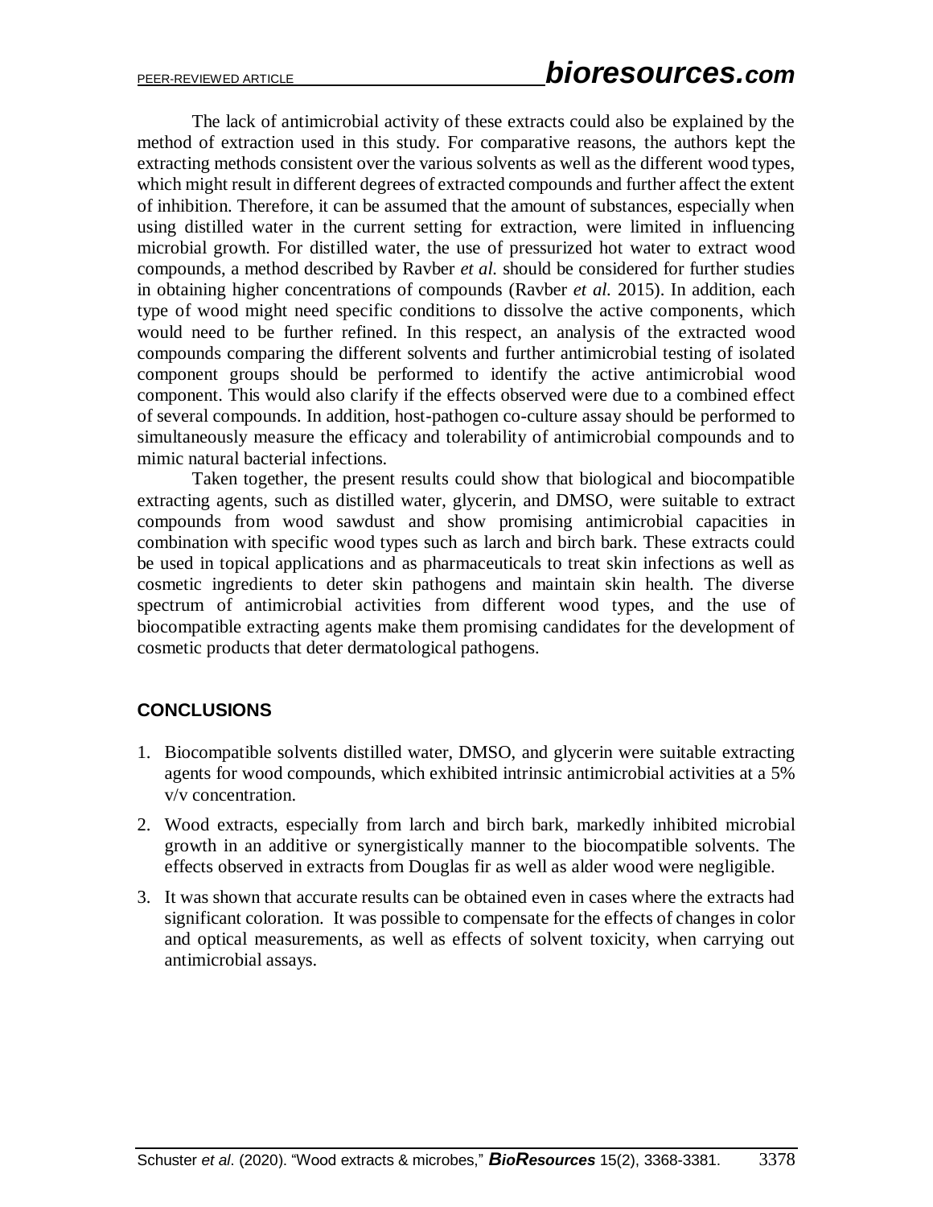The lack of antimicrobial activity of these extracts could also be explained by the method of extraction used in this study. For comparative reasons, the authors kept the extracting methods consistent over the various solvents as well as the different wood types, which might result in different degrees of extracted compounds and further affect the extent of inhibition. Therefore, it can be assumed that the amount of substances, especially when using distilled water in the current setting for extraction, were limited in influencing microbial growth. For distilled water, the use of pressurized hot water to extract wood compounds, a method described by Ravber *et al.* should be considered for further studies in obtaining higher concentrations of compounds (Ravber *et al.* 2015). In addition, each type of wood might need specific conditions to dissolve the active components, which would need to be further refined. In this respect, an analysis of the extracted wood compounds comparing the different solvents and further antimicrobial testing of isolated component groups should be performed to identify the active antimicrobial wood component. This would also clarify if the effects observed were due to a combined effect of several compounds. In addition, host-pathogen co-culture assay should be performed to simultaneously measure the efficacy and tolerability of antimicrobial compounds and to mimic natural bacterial infections.

Taken together, the present results could show that biological and biocompatible extracting agents, such as distilled water, glycerin, and DMSO, were suitable to extract compounds from wood sawdust and show promising antimicrobial capacities in combination with specific wood types such as larch and birch bark. These extracts could be used in topical applications and as pharmaceuticals to treat skin infections as well as cosmetic ingredients to deter skin pathogens and maintain skin health. The diverse spectrum of antimicrobial activities from different wood types, and the use of biocompatible extracting agents make them promising candidates for the development of cosmetic products that deter dermatological pathogens.

## CONCLUSIONS

1. Biocompatible solvents distilled water, DMSO, and glycerin were suitable extracting agents for wood compounds, which exhibited intrinsic antimicrobial activities at a 5% v/v concentration.
2. Wood extracts, especially from larch and birch bark, markedly inhibited microbial growth in an additive or synergistically manner to the biocompatible solvents. The effects observed in extracts from Douglas fir as well as alder wood were negligible.
3. It was shown that accurate results can be obtained even in cases where the extracts had significant coloration. It was possible to compensate for the effects of changes in color and optical measurements, as well as effects of solvent toxicity, when carrying out antimicrobial assays.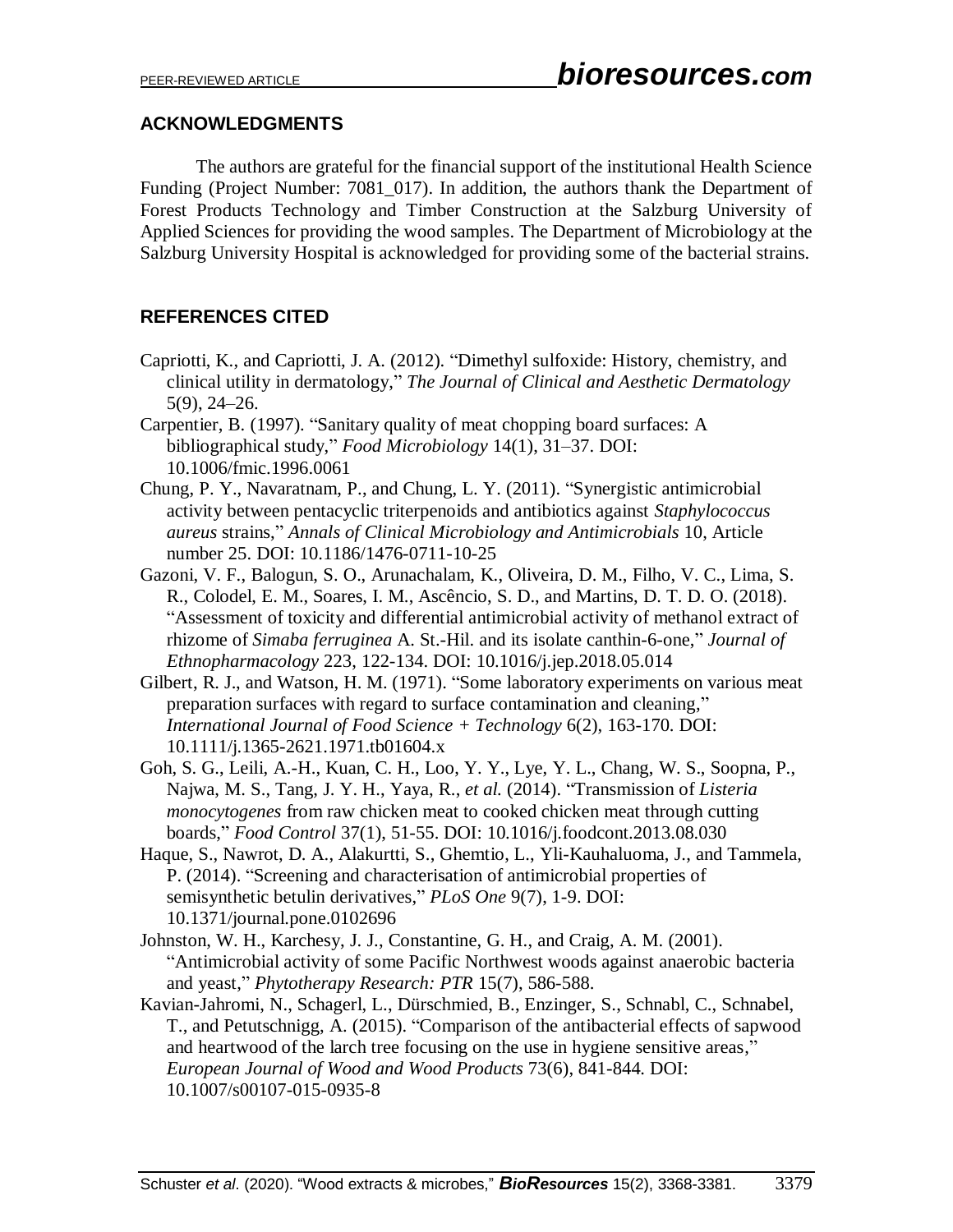## ACKNOWLEDGMENTS

The authors are grateful for the financial support of the institutional Health Science Funding (Project Number: 7081_017). In addition, the authors thank the Department of Forest Products Technology and Timber Construction at the Salzburg University of Applied Sciences for providing the wood samples. The Department of Microbiology at the Salzburg University Hospital is acknowledged for providing some of the bacterial strains.

## REFERENCES CITED

Capriotti, K., and Capriotti, J. A. (2012). "Dimethyl sulfoxide: History, chemistry, and clinical utility in dermatology," *The Journal of Clinical and Aesthetic Dermatology* 5(9), 24–26.

Carpentier, B. (1997). "Sanitary quality of meat chopping board surfaces: A bibliographical study," *Food Microbiology* 14(1), 31–37. DOI: 10.1006/fmic.1996.0061

Chung, P. Y., Navaratnam, P., and Chung, L. Y. (2011). "Synergistic antimicrobial activity between pentacyclic triterpenoids and antibiotics against *Staphylococcus aureus* strains," *Annals of Clinical Microbiology and Antimicrobials* 10, Article number 25. DOI: 10.1186/1476-0711-10-25

Gazoni, V. F., Balogun, S. O., Arunachalam, K., Oliveira, D. M., Filho, V. C., Lima, S. R., Colodel, E. M., Soares, I. M., Ascêncio, S. D., and Martins, D. T. D. O. (2018). "Assessment of toxicity and differential antimicrobial activity of methanol extract of rhizome of *Simaba ferruginea* A. St.-Hil. and its isolate canthin-6-one," *Journal of Ethnopharmacology* 223, 122-134. DOI: 10.1016/j.jep.2018.05.014

Gilbert, R. J., and Watson, H. M. (1971). "Some laboratory experiments on various meat preparation surfaces with regard to surface contamination and cleaning," *International Journal of Food Science + Technology* 6(2), 163-170. DOI: 10.1111/j.1365-2621.1971.tb01604.x

Goh, S. G., Leili, A.-H., Kuan, C. H., Loo, Y. Y., Lye, Y. L., Chang, W. S., Soopna, P., Najwa, M. S., Tang, J. Y. H., Yaya, R., *et al.* (2014). "Transmission of *Listeria monocytogenes* from raw chicken meat to cooked chicken meat through cutting boards," *Food Control* 37(1), 51-55. DOI: 10.1016/j.foodcont.2013.08.030

Haque, S., Nawrot, D. A., Alakurtti, S., Ghemtio, L., Yli-Kauhaluoma, J., and Tammela, P. (2014). "Screening and characterisation of antimicrobial properties of semisynthetic betulin derivatives," *PLoS One* 9(7), 1-9. DOI: 10.1371/journal.pone.0102696

Johnston, W. H., Karchesy, J. J., Constantine, G. H., and Craig, A. M. (2001). "Antimicrobial activity of some Pacific Northwest woods against anaerobic bacteria and yeast," *Phytotherapy Research: PTR* 15(7), 586-588.

Kavian-Jahromi, N., Schagerl, L., Dürschmied, B., Enzinger, S., Schnabl, C., Schnabel, T., and Petutschnigg, A. (2015). "Comparison of the antibacterial effects of sapwood and heartwood of the larch tree focusing on the use in hygiene sensitive areas," *European Journal of Wood and Wood Products* 73(6), 841-844. DOI: 10.1007/s00107-015-0935-8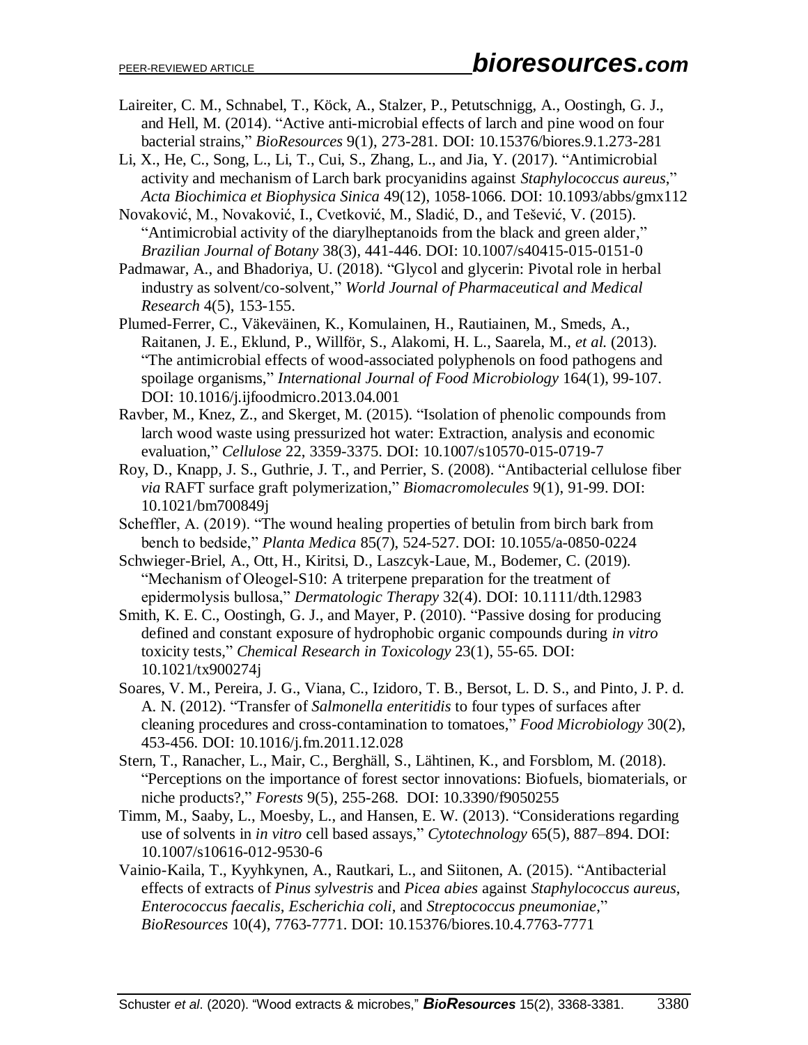Laireiter, C. M., Schnabel, T., Köck, A., Stalzer, P., Petutschnigg, A., Oostingh, G. J., and Hell, M. (2014). "Active anti-microbial effects of larch and pine wood on four bacterial strains," *BioResources* 9(1), 273-281. DOI: 10.15376/biores.9.1.273-281

Li, X., He, C., Song, L., Li, T., Cui, S., Zhang, L., and Jia, Y. (2017). "Antimicrobial activity and mechanism of Larch bark procyanidins against *Staphylococcus aureus*," *Acta Biochimica et Biophysica Sinica* 49(12), 1058-1066. DOI: 10.1093/abbs/gmx112

Novaković, M., Novaković, I., Cvetković, M., Sladić, D., and Tešević, V. (2015). "Antimicrobial activity of the diarylheptanoids from the black and green alder," *Brazilian Journal of Botany* 38(3), 441-446. DOI: 10.1007/s40415-015-0151-0

Padmawar, A., and Bhadoriya, U. (2018). "Glycol and glycerin: Pivotal role in herbal industry as solvent/co-solvent," *World Journal of Pharmaceutical and Medical Research* 4(5), 153-155.

Plumed-Ferrer, C., Väkeväinen, K., Komulainen, H., Rautiainen, M., Smeds, A., Raitanen, J. E., Eklund, P., Willför, S., Alakomi, H. L., Saarela, M., *et al.* (2013). "The antimicrobial effects of wood-associated polyphenols on food pathogens and spoilage organisms," *International Journal of Food Microbiology* 164(1), 99-107. DOI: 10.1016/j.ijfoodmicro.2013.04.001

Ravber, M., Knez, Z., and Skerget, M. (2015). "Isolation of phenolic compounds from larch wood waste using pressurized hot water: Extraction, analysis and economic evaluation," *Cellulose* 22, 3359-3375. DOI: 10.1007/s10570-015-0719-7

Roy, D., Knapp, J. S., Guthrie, J. T., and Perrier, S. (2008). "Antibacterial cellulose fiber *via* RAFT surface graft polymerization," *Biomacromolecules* 9(1), 91-99. DOI: 10.1021/bm700849j

Scheffler, A. (2019). "The wound healing properties of betulin from birch bark from bench to bedside," *Planta Medica* 85(7), 524-527. DOI: 10.1055/a-0850-0224

Schwieger-Briel, A., Ott, H., Kiritsi, D., Laszcyk-Laue, M., Bodemer, C. (2019). "Mechanism of Oleogel-S10: A triterpene preparation for the treatment of epidermolysis bullosa," *Dermatologic Therapy* 32(4). DOI: 10.1111/dth.12983

Smith, K. E. C., Oostingh, G. J., and Mayer, P. (2010). "Passive dosing for producing defined and constant exposure of hydrophobic organic compounds during *in vitro* toxicity tests," *Chemical Research in Toxicology* 23(1), 55-65. DOI: 10.1021/tx900274j

Soares, V. M., Pereira, J. G., Viana, C., Izidoro, T. B., Bersot, L. D. S., and Pinto, J. P. d. A. N. (2012). "Transfer of *Salmonella enteritidis* to four types of surfaces after cleaning procedures and cross-contamination to tomatoes," *Food Microbiology* 30(2), 453-456. DOI: 10.1016/j.fm.2011.12.028

Stern, T., Ranacher, L., Mair, C., Berghäll, S., Lähtinen, K., and Forsblom, M. (2018). "Perceptions on the importance of forest sector innovations: Biofuels, biomaterials, or niche products?," *Forests* 9(5), 255-268. DOI: 10.3390/f9050255

Timm, M., Saaby, L., Moesby, L., and Hansen, E. W. (2013). "Considerations regarding use of solvents in *in vitro* cell based assays," *Cytotechnology* 65(5), 887–894. DOI: 10.1007/s10616-012-9530-6

Vainio-Kaila, T., Kyyhkynen, A., Rautkari, L., and Siitonen, A. (2015). "Antibacterial effects of extracts of *Pinus sylvestris* and *Picea abies* against *Staphylococcus aureus*, *Enterococcus faecalis*, *Escherichia coli*, and *Streptococcus pneumoniae*," *BioResources* 10(4), 7763-7771. DOI: 10.15376/biores.10.4.7763-7771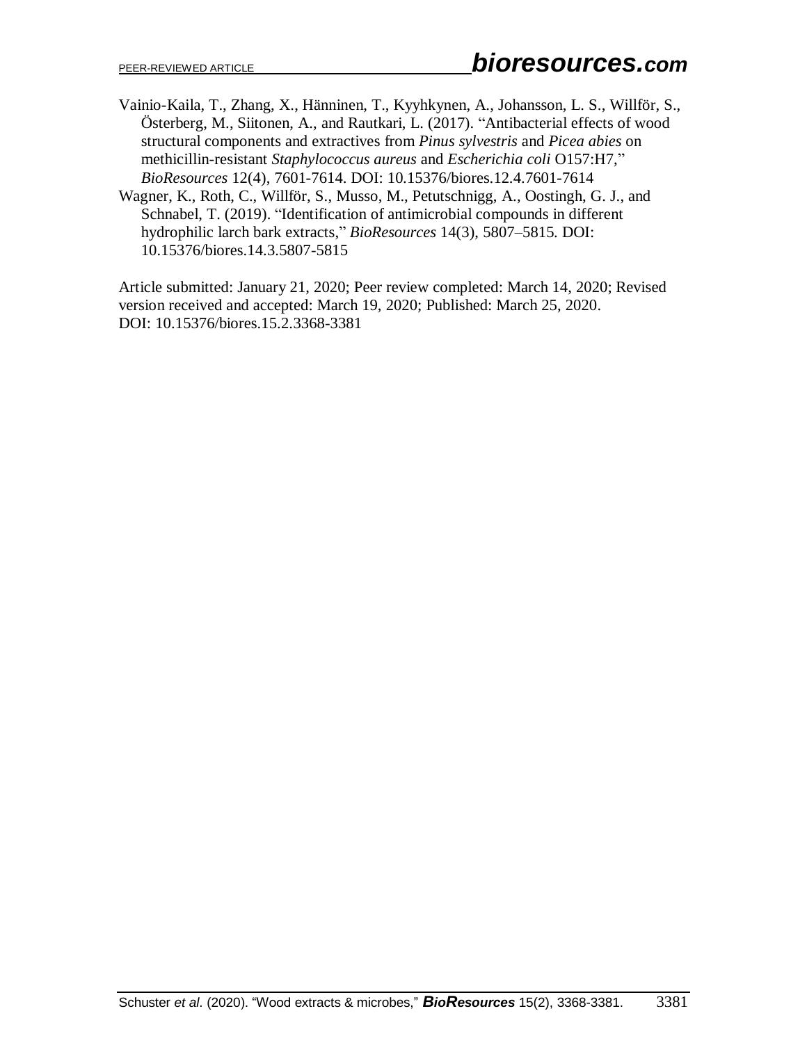Vainio-Kaila, T., Zhang, X., Hänninen, T., Kyyhkynen, A., Johansson, L. S., Willför, S., Österberg, M., Siitonen, A., and Rautkari, L. (2017). "Antibacterial effects of wood structural components and extractives from *Pinus sylvestris* and *Picea abies* on methicillin-resistant *Staphylococcus aureus* and *Escherichia coli* O157:H7," *BioResources* 12(4), 7601-7614. DOI: 10.15376/biores.12.4.7601-7614

Wagner, K., Roth, C., Willför, S., Musso, M., Petutschnigg, A., Oostingh, G. J., and Schnabel, T. (2019). "Identification of antimicrobial compounds in different hydrophilic larch bark extracts," *BioResources* 14(3), 5807–5815. DOI: 10.15376/biores.14.3.5807-5815

Article submitted: January 21, 2020; Peer review completed: March 14, 2020; Revised version received and accepted: March 19, 2020; Published: March 25, 2020.
DOI: 10.15376/biores.15.2.3368-3381